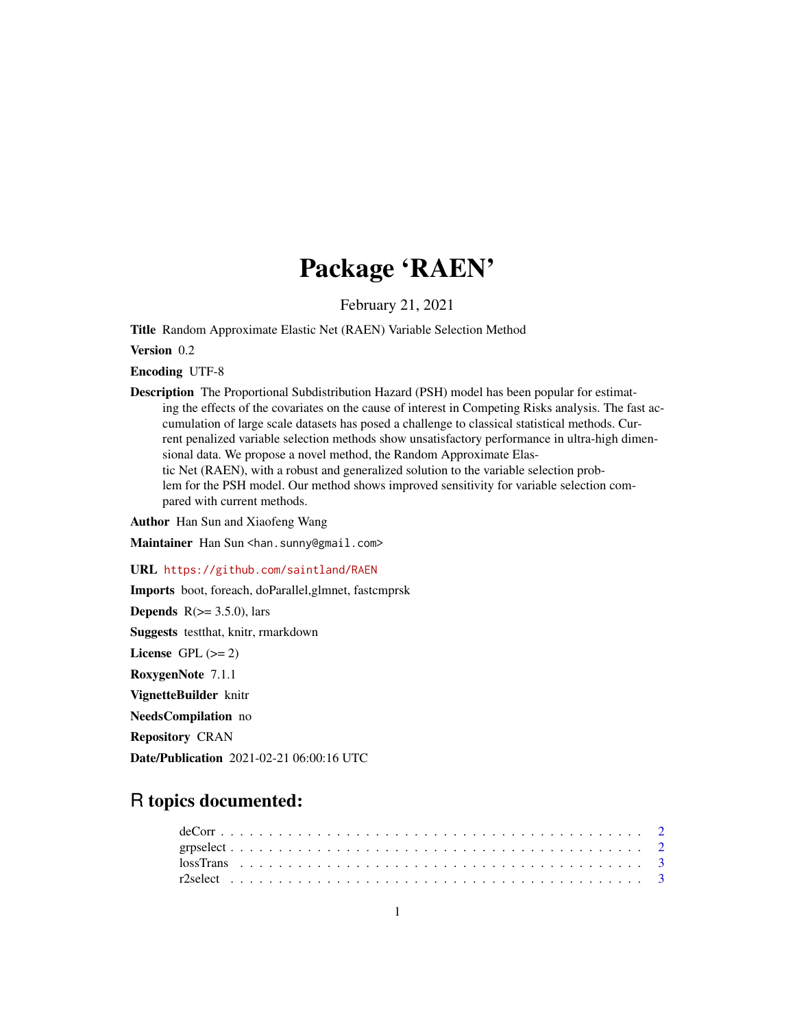# Package ‘RAEN’

February 21, 2021

**Title** Random Approximate Elastic Net (RAEN) Variable Selection Method

**Version** 0.2

**Encoding** UTF-8

**Description** The Proportional Subdistribution Hazard (PSH) model has been popular for estimating the effects of the covariates on the cause of interest in Competing Risks analysis. The fast accumulation of large scale datasets has posed a challenge to classical statistical methods. Current penalized variable selection methods show unsatisfactory performance in ultra-high dimensional data. We propose a novel method, the Random Approximate Elastic Net (RAEN), with a robust and generalized solution to the variable selection problem for the PSH model. Our method shows improved sensitivity for variable selection compared with current methods.

**Author** Han Sun and Xiaofeng Wang

**Maintainer** Han Sun <han.sunny@gmail.com>

**URL** https://github.com/saintland/RAEN

**Imports** boot, foreach, doParallel,glmnet, fastcmprsk

**Depends** R(>= 3.5.0), lars

**Suggests** testthat, knitr, rmarkdown

**License** GPL (>= 2)

**RoxygenNote** 7.1.1

**VignetteBuilder** knitr

**NeedsCompilation** no

**Repository** CRAN

**Date/Publication** 2021-02-21 06:00:16 UTC

## R topics documented:

- deCorr . . . . . . . . . . . . . . . . . . . . . . . . . . . . . . . . . . . . . . . . . . 2
- grpselect . . . . . . . . . . . . . . . . . . . . . . . . . . . . . . . . . . . . . . . . . 2
- lossTrans . . . . . . . . . . . . . . . . . . . . . . . . . . . . . . . . . . . . . . . . . 3
- r2select . . . . . . . . . . . . . . . . . . . . . . . . . . . . . . . . . . . . . . . . . . 3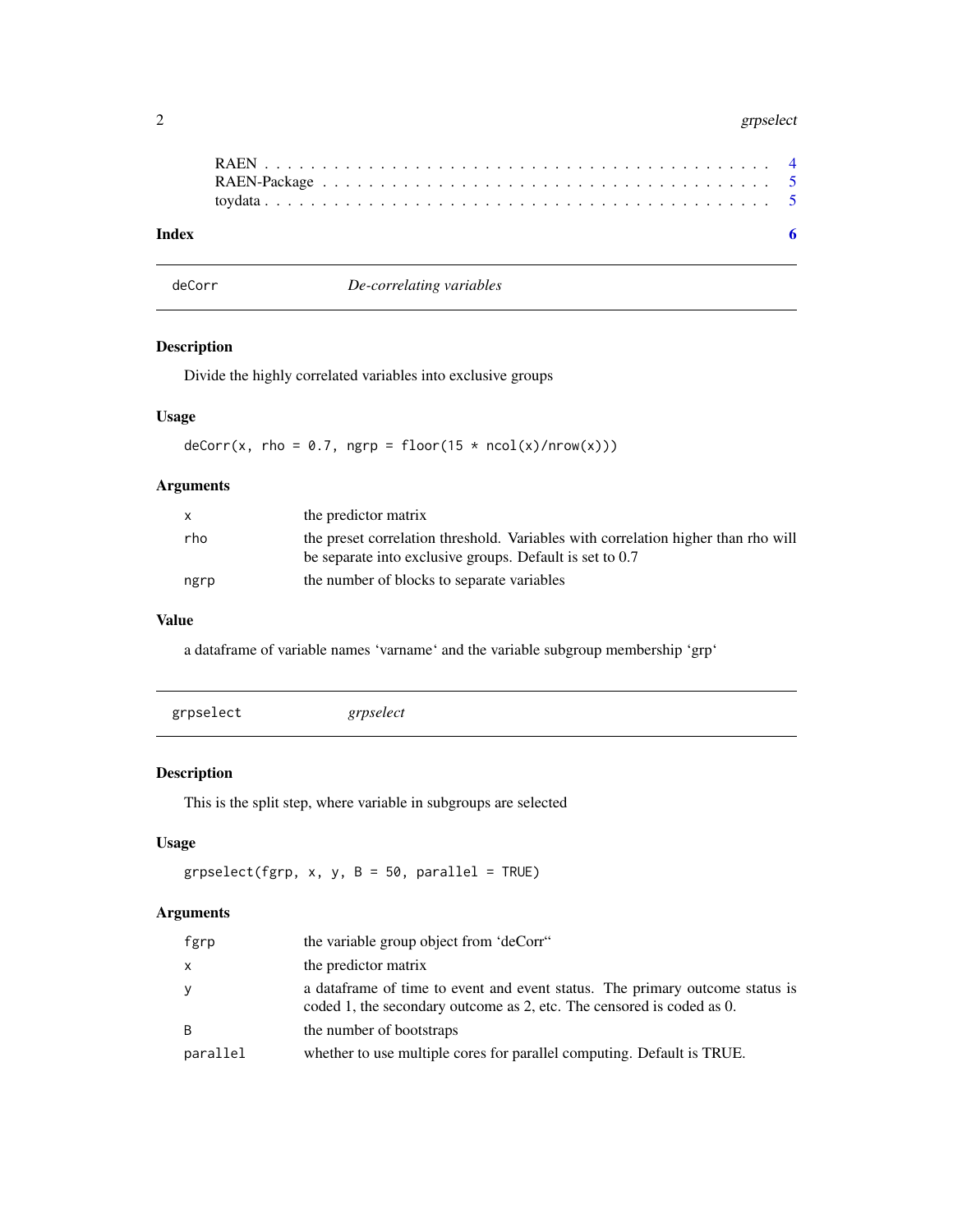RAEN . . . . . . . . . . . . . . . . . . . . . . . . . . . . . . . . . . . . . . . . . . 4
RAEN-Package . . . . . . . . . . . . . . . . . . . . . . . . . . . . . . . . . . . . . . 5
toydata . . . . . . . . . . . . . . . . . . . . . . . . . . . . . . . . . . . . . . . . . 5

**Index** **6**

---

`deCorr` *De-correlating variables*

---

### Description

Divide the highly correlated variables into exclusive groups

### Usage

```
deCorr(x, rho = 0.7, ngrp = floor(15 * ncol(x)/nrow(x)))
```

### Arguments

| | |
|---|---|
| `x` | the predictor matrix |
| `rho` | the preset correlation threshold. Variables with correlation higher than rho will be separate into exclusive groups. Default is set to 0.7 |
| `ngrp` | the number of blocks to separate variables |

### Value

a dataframe of variable names 'varname' and the variable subgroup membership 'grp'

---

`grpselect` *grpselect*

---

### Description

This is the split step, where variable in subgroups are selected

### Usage

```
grpselect(fgrp, x, y, B = 50, parallel = TRUE)
```

### Arguments

| | |
|---|---|
| `fgrp` | the variable group object from 'deCorr" |
| `x` | the predictor matrix |
| `y` | a dataframe of time to event and event status. The primary outcome status is coded 1, the secondary outcome as 2, etc. The censored is coded as 0. |
| `B` | the number of bootstraps |
| `parallel` | whether to use multiple cores for parallel computing. Default is TRUE. |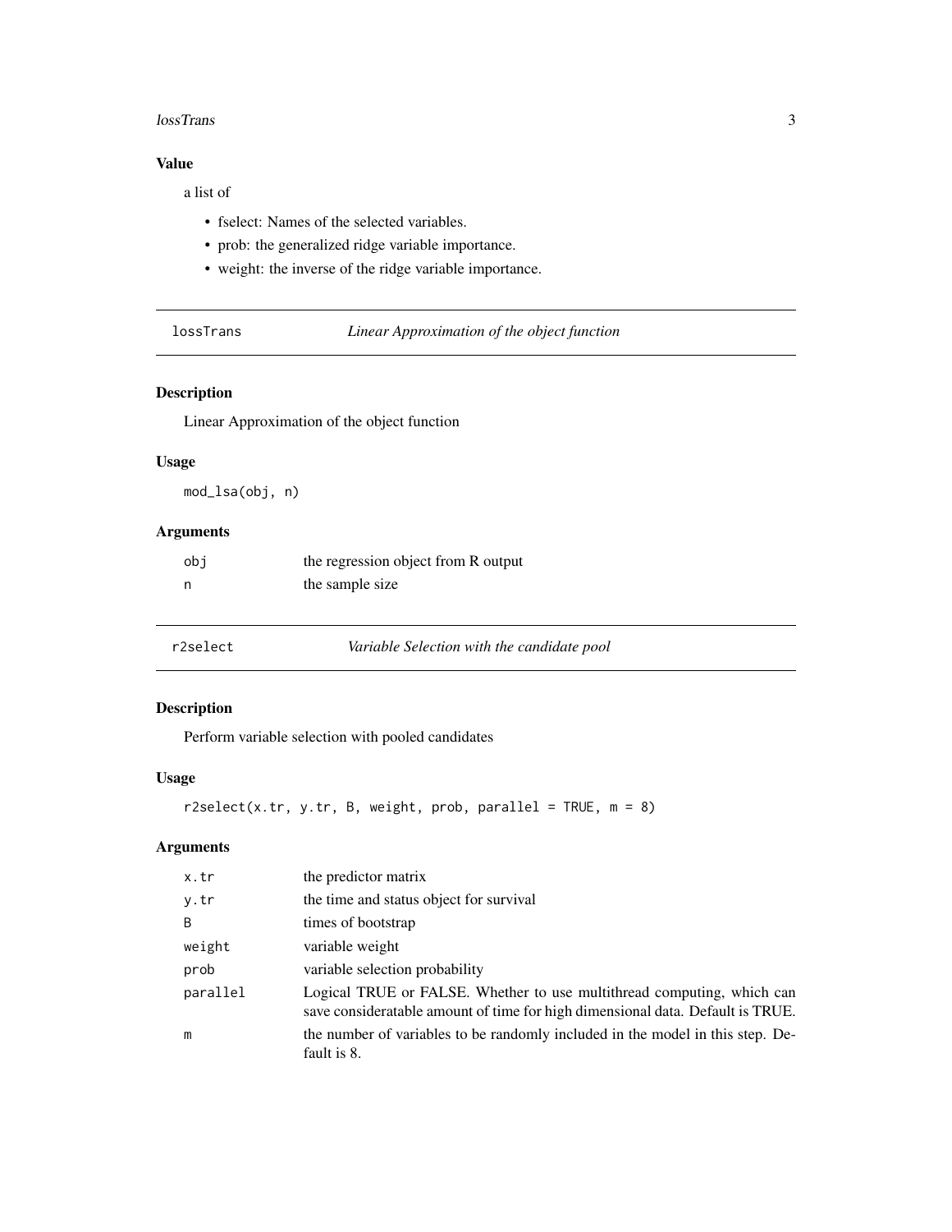### Value

a list of

- fselect: Names of the selected variables.
- prob: the generalized ridge variable importance.
- weight: the inverse of the ridge variable importance.

---

## lossTrans — *Linear Approximation of the object function*

### Description

Linear Approximation of the object function

### Usage

```
mod_lsa(obj, n)
```

### Arguments

| | |
|---|---|
| obj | the regression object from R output |
| n | the sample size |

---

## r2select — *Variable Selection with the candidate pool*

### Description

Perform variable selection with pooled candidates

### Usage

```
r2select(x.tr, y.tr, B, weight, prob, parallel = TRUE, m = 8)
```

### Arguments

| | |
|---|---|
| x.tr | the predictor matrix |
| y.tr | the time and status object for survival |
| B | times of bootstrap |
| weight | variable weight |
| prob | variable selection probability |
| parallel | Logical TRUE or FALSE. Whether to use multithread computing, which can save consideratable amount of time for high dimensional data. Default is TRUE. |
| m | the number of variables to be randomly included in the model in this step. Default is 8. |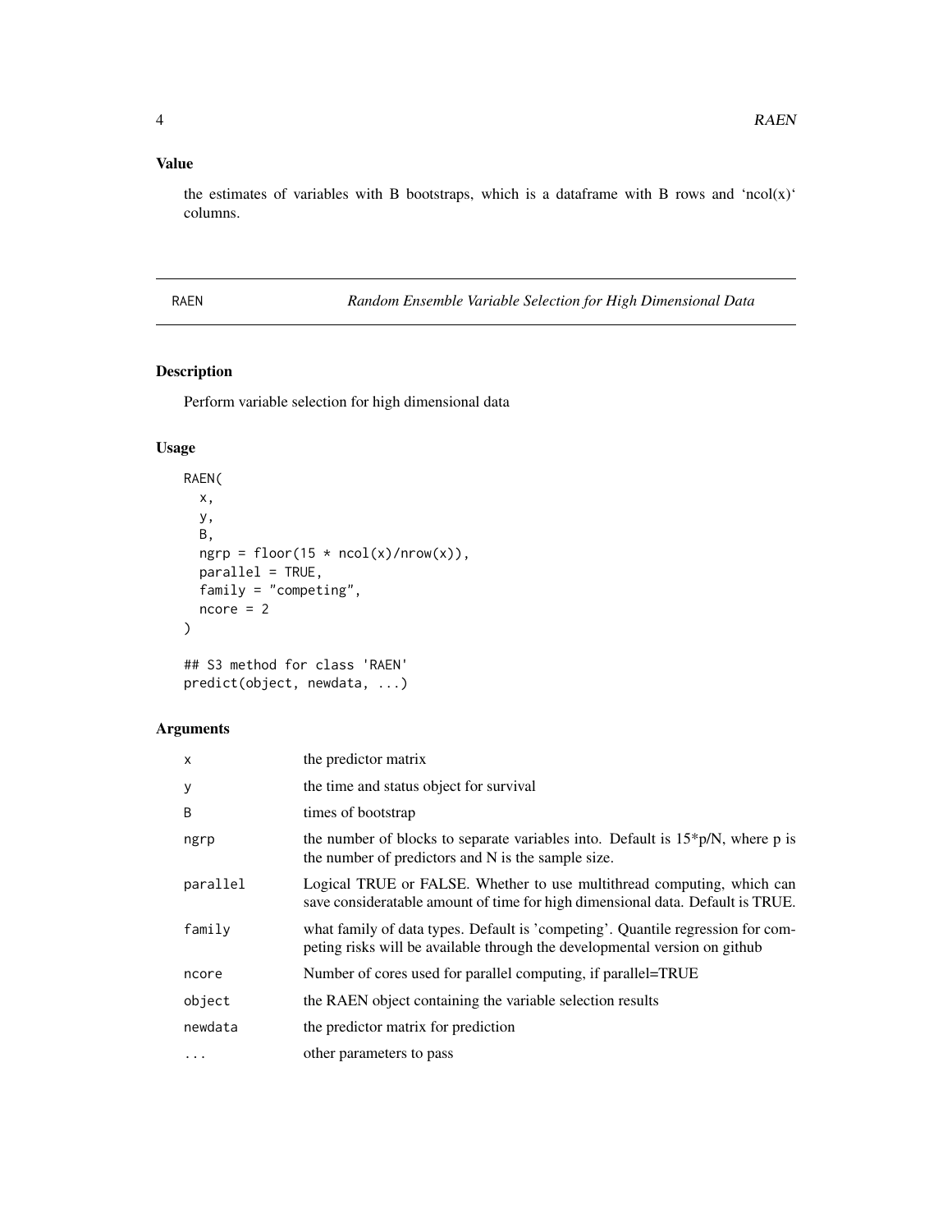### Value

the estimates of variables with B bootstraps, which is a dataframe with B rows and 'ncol(x)' columns.

---

## RAEN — *Random Ensemble Variable Selection for High Dimensional Data*

---

### Description

Perform variable selection for high dimensional data

### Usage

```
RAEN(
  x,
  y,
  B,
  ngrp = floor(15 * ncol(x)/nrow(x)),
  parallel = TRUE,
  family = "competing",
  ncore = 2
)

## S3 method for class 'RAEN'
predict(object, newdata, ...)
```

### Arguments

| | |
|---|---|
| x | the predictor matrix |
| y | the time and status object for survival |
| B | times of bootstrap |
| ngrp | the number of blocks to separate variables into. Default is 15*p/N, where p is the number of predictors and N is the sample size. |
| parallel | Logical TRUE or FALSE. Whether to use multithread computing, which can save consideratable amount of time for high dimensional data. Default is TRUE. |
| family | what family of data types. Default is 'competing'. Quantile regression for competing risks will be available through the developmental version on github |
| ncore | Number of cores used for parallel computing, if parallel=TRUE |
| object | the RAEN object containing the variable selection results |
| newdata | the predictor matrix for prediction |
| ... | other parameters to pass |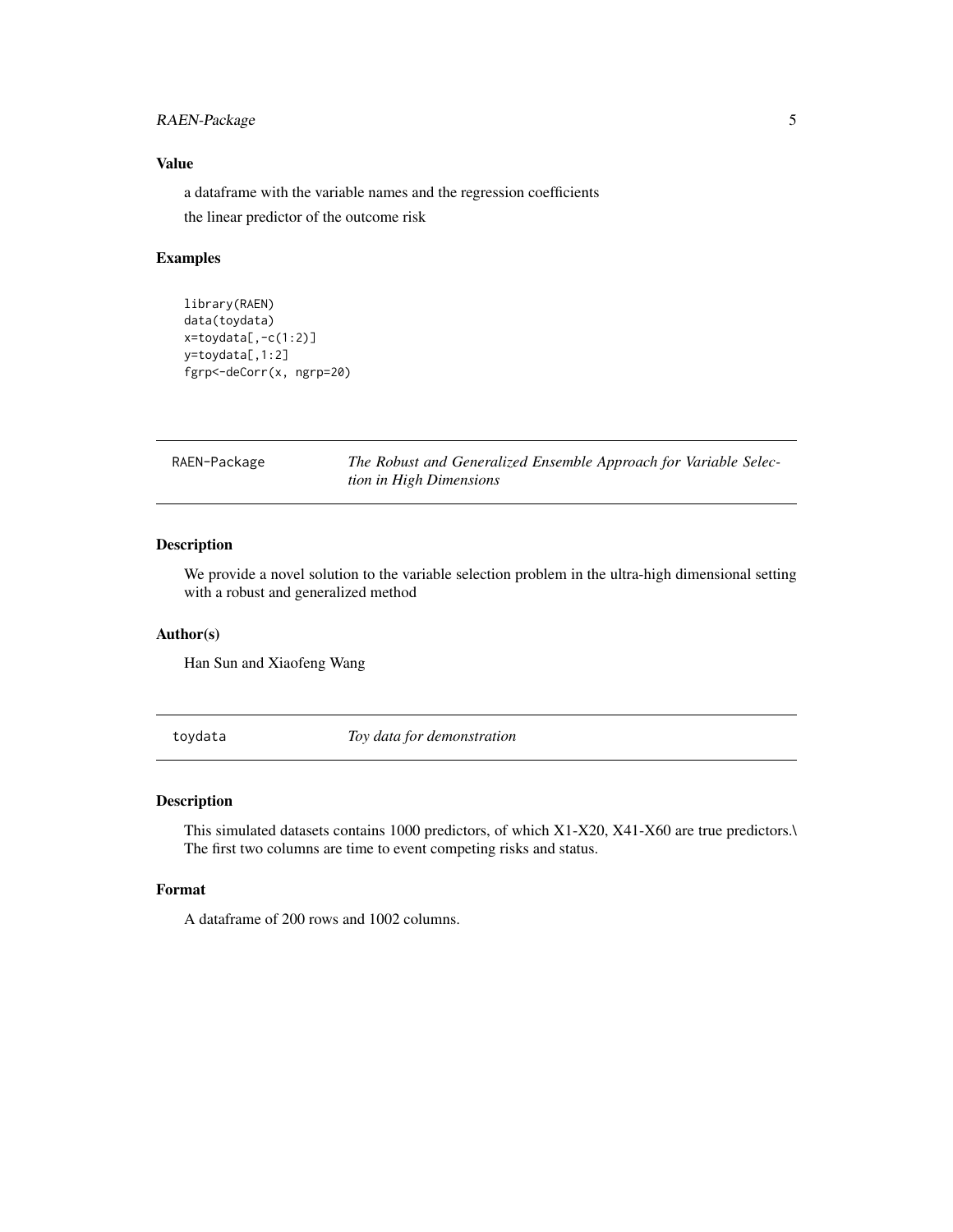### Value

a dataframe with the variable names and the regression coefficients

the linear predictor of the outcome risk

### Examples

```
library(RAEN)
data(toydata)
x=toydata[,-c(1:2)]
y=toydata[,1:2]
fgrp<-deCorr(x, ngrp=20)
```

---

## RAEN-Package &nbsp;&nbsp;&nbsp; *The Robust and Generalized Ensemble Approach for Variable Selection in High Dimensions*

---

### Description

We provide a novel solution to the variable selection problem in the ultra-high dimensional setting with a robust and generalized method

### Author(s)

Han Sun and Xiaofeng Wang

---

## toydata &nbsp;&nbsp;&nbsp; *Toy data for demonstration*

---

### Description

This simulated datasets contains 1000 predictors, of which X1-X20, X41-X60 are true predictors.\ The first two columns are time to event competing risks and status.

### Format

A dataframe of 200 rows and 1002 columns.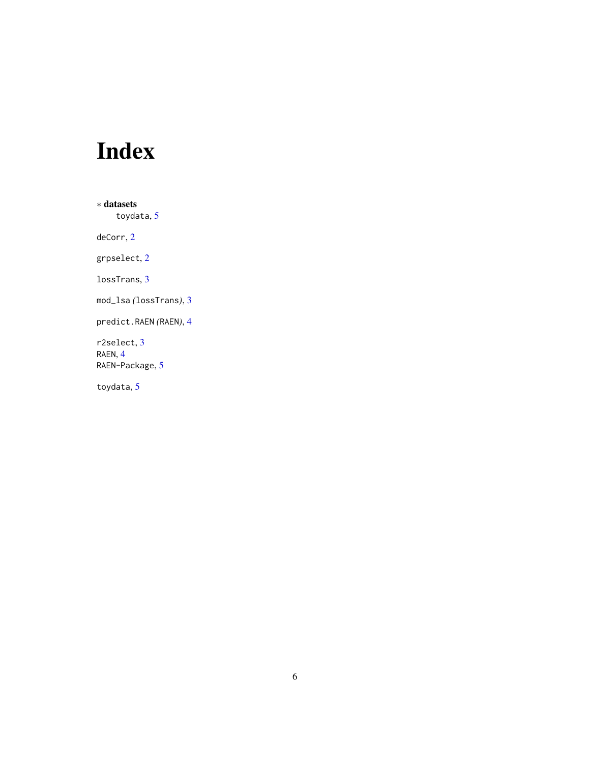# Index

∗ **datasets**
    toydata, 5

deCorr, 2

grpselect, 2

lossTrans, 3

mod_lsa *(*lossTrans*)*, 3

predict.RAEN *(*RAEN*)*, 4

r2select, 3
RAEN, 4
RAEN-Package, 5

toydata, 5